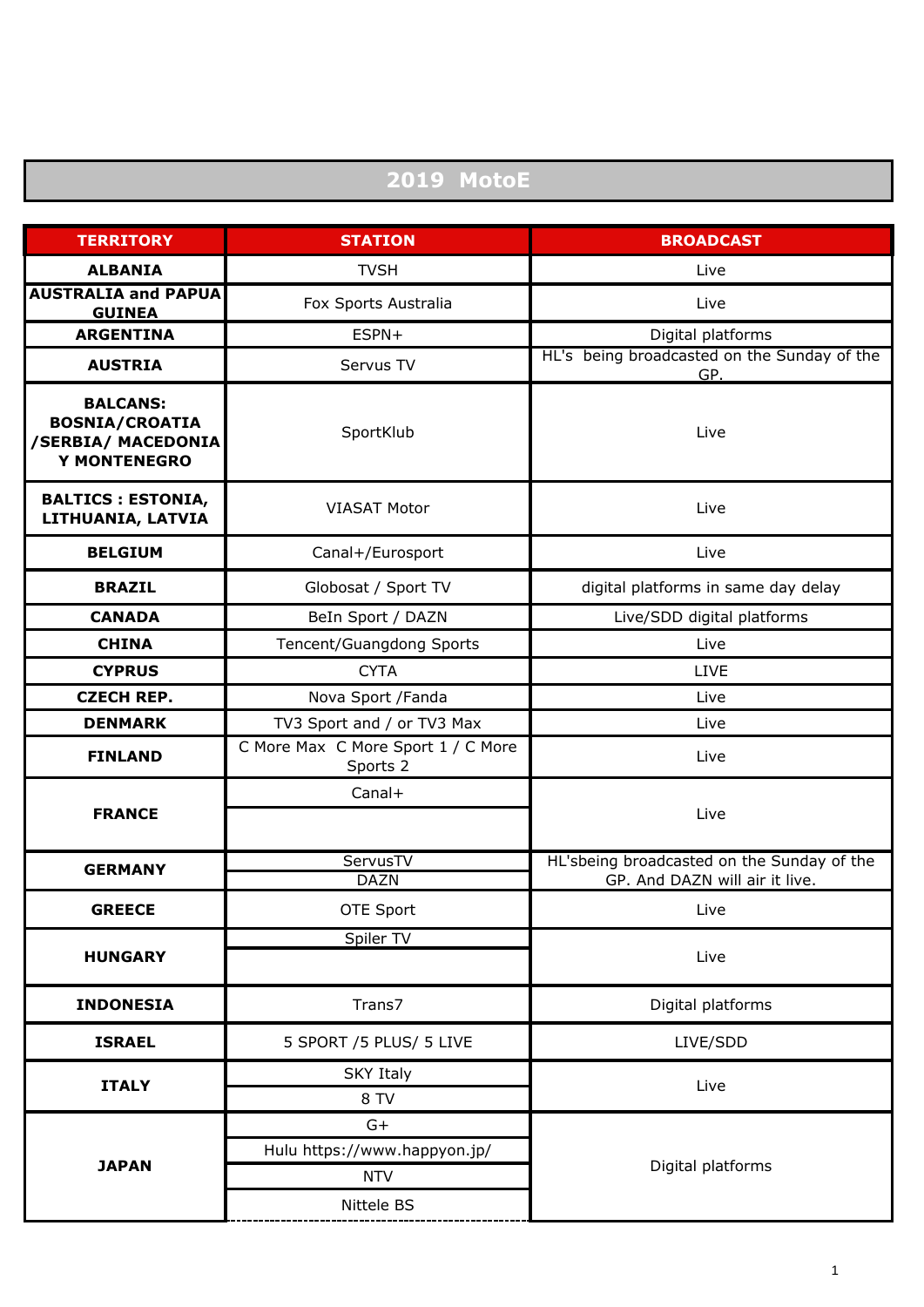# 2019 MotoE

| TERRITORY | STATION | BROADCAST |
|---|---|---|
| **ALBANIA** | TVSH | Live |
| **AUSTRALIA and PAPUA GUINEA** | Fox Sports Australia | Live |
| **ARGENTINA** | ESPN+ | Digital platforms |
| **AUSTRIA** | Servus TV | HL's being broadcasted on the Sunday of the GP. |
| **BALCANS: BOSNIA/CROATIA /SERBIA/ MACEDONIA Y MONTENEGRO** | SportKlub | Live |
| **BALTICS : ESTONIA, LITHUANIA, LATVIA** | VIASAT Motor | Live |
| **BELGIUM** | Canal+/Eurosport | Live |
| **BRAZIL** | Globosat / Sport TV | digital platforms in same day delay |
| **CANADA** | BeIn Sport / DAZN | Live/SDD digital platforms |
| **CHINA** | Tencent/Guangdong Sports | Live |
| **CYPRUS** | CYTA | LIVE |
| **CZECH REP.** | Nova Sport /Fanda | Live |
| **DENMARK** | TV3 Sport and / or TV3 Max | Live |
| **FINLAND** | C More Max C More Sport 1 / C More Sports 2 | Live |
| **FRANCE** | Canal+ | Live |
| | | |
| **GERMANY** | ServusTV | HL'sbeing broadcasted on the Sunday of the GP. And DAZN will air it live. |
| | DAZN | |
| **GREECE** | OTE Sport | Live |
| **HUNGARY** | Spiler TV | Live |
| | | |
| **INDONESIA** | Trans7 | Digital platforms |
| **ISRAEL** | 5 SPORT /5 PLUS/ 5 LIVE | LIVE/SDD |
| **ITALY** | SKY Italy | Live |
| | 8 TV | |
| **JAPAN** | G+ | Digital platforms |
| | Hulu https://www.happyon.jp/ | |
| | NTV | |
| | Nittele BS | |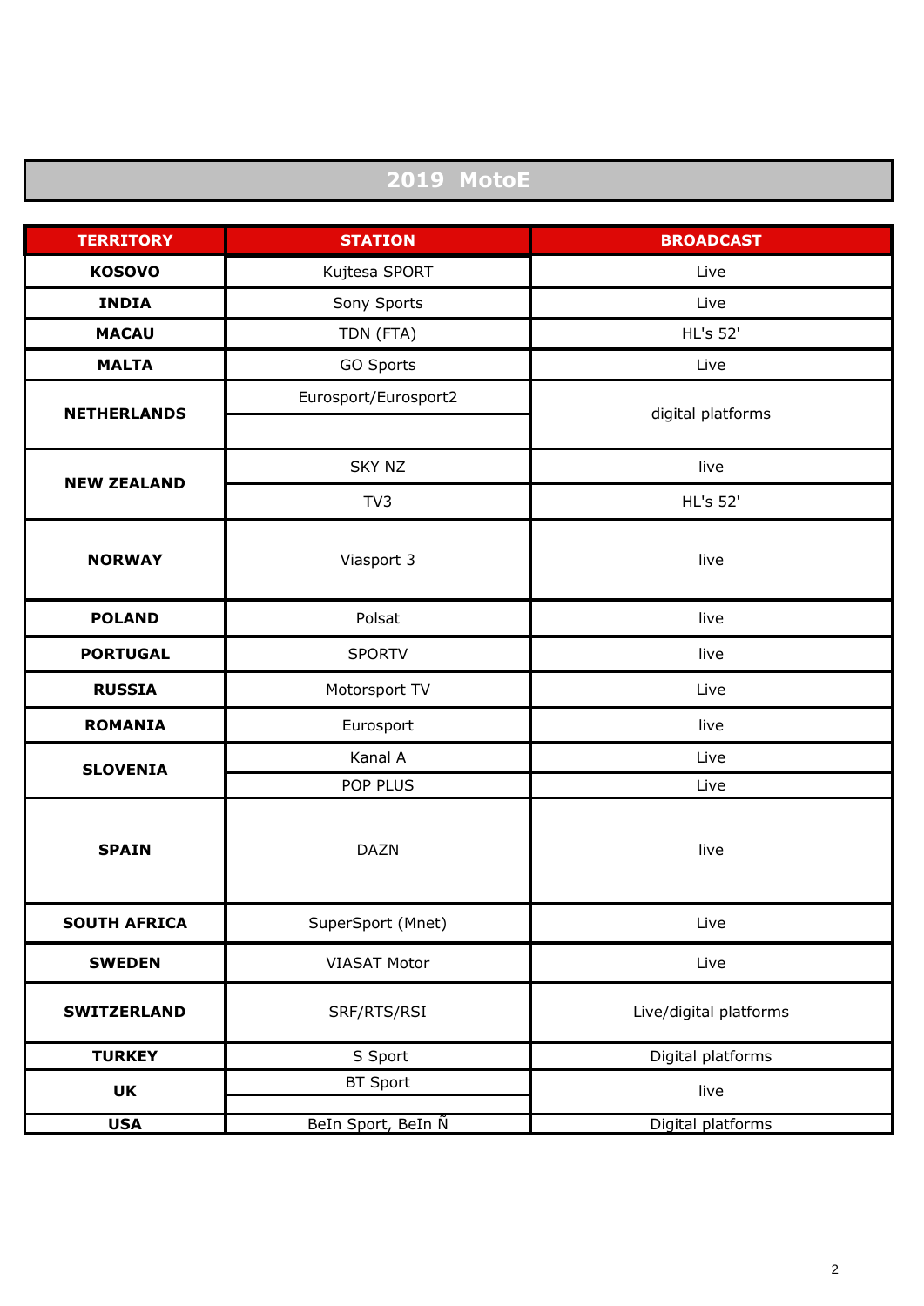# 2019 MotoE

| TERRITORY | STATION | BROADCAST |
|---|---|---|
| **KOSOVO** | Kujtesa SPORT | Live |
| **INDIA** | Sony Sports | Live |
| **MACAU** | TDN (FTA) | HL's 52' |
| **MALTA** | GO Sports | Live |
| **NETHERLANDS** | Eurosport/Eurosport2 | digital platforms |
| | | |
| **NEW ZEALAND** | SKY NZ | live |
| | TV3 | HL's 52' |
| **NORWAY** | Viasport 3 | live |
| **POLAND** | Polsat | live |
| **PORTUGAL** | SPORTV | live |
| **RUSSIA** | Motorsport TV | Live |
| **ROMANIA** | Eurosport | live |
| **SLOVENIA** | Kanal A | Live |
| | POP PLUS | Live |
| **SPAIN** | DAZN | live |
| **SOUTH AFRICA** | SuperSport (Mnet) | Live |
| **SWEDEN** | VIASAT Motor | Live |
| **SWITZERLAND** | SRF/RTS/RSI | Live/digital platforms |
| **TURKEY** | S Sport | Digital platforms |
| **UK** | BT Sport | live |
| | | |
| **USA** | BeIn Sport, BeIn Ñ | Digital platforms |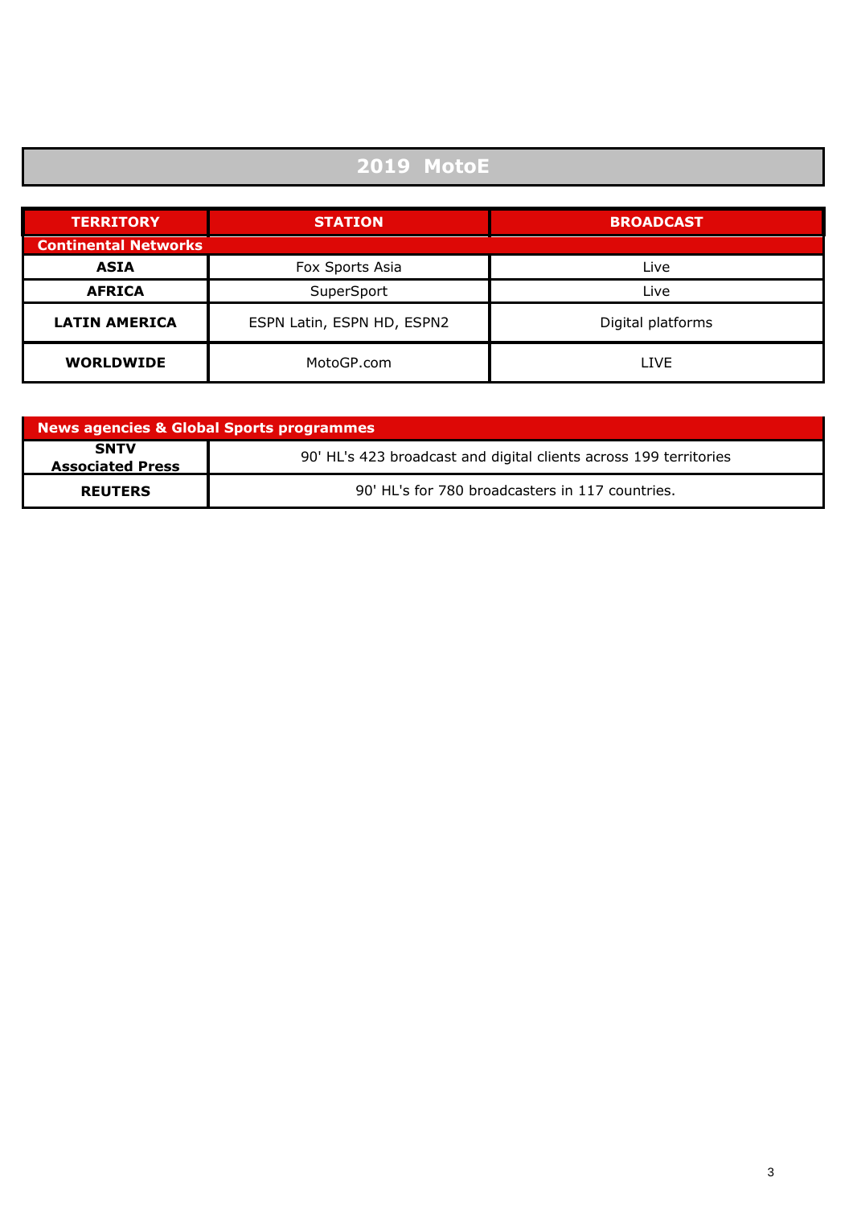# 2019 MotoE

| TERRITORY | STATION | BROADCAST |
|---|---|---|
| **Continental Networks** | | |
| **ASIA** | Fox Sports Asia | Live |
| **AFRICA** | SuperSport | Live |
| **LATIN AMERICA** | ESPN Latin, ESPN HD, ESPN2 | Digital platforms |
| **WORLDWIDE** | MotoGP.com | LIVE |

| **News agencies & Global Sports programmes** | |
|---|---|
| **SNTV Associated Press** | 90' HL's 423 broadcast and digital clients across 199 territories |
| **REUTERS** | 90' HL's for 780 broadcasters in 117 countries. |